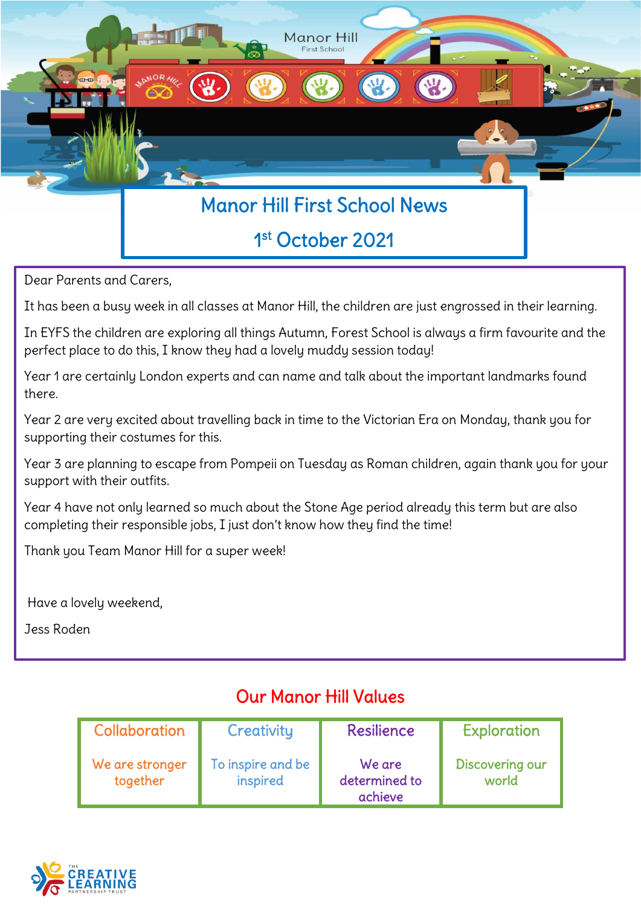# Manor Hill First School News

## 1st October 2021

Dear Parents and Carers,

It has been a busy week in all classes at Manor Hill, the children are just engrossed in their learning.

In EYFS the children are exploring all things Autumn, Forest School is always a firm favourite and the perfect place to do this, I know they had a lovely muddy session today!

Year 1 are certainly London experts and can name and talk about the important landmarks found there.

Year 2 are very excited about travelling back in time to the Victorian Era on Monday, thank you for supporting their costumes for this.

Year 3 are planning to escape from Pompeii on Tuesday as Roman children, again thank you for your support with their outfits.

Year 4 have not only learned so much about the Stone Age period already this term but are also completing their responsible jobs, I just don't know how they find the time!

Thank you Team Manor Hill for a super week!

Have a lovely weekend,

Jess Roden

## Our Manor Hill Values

| Collaboration | Creativity | Resilience | Exploration |
| --- | --- | --- | --- |
| We are stronger together | To inspire and be inspired | We are determined to achieve | Discovering our world |

THE CREATIVE LEARNING PARTNERSHIP TRUST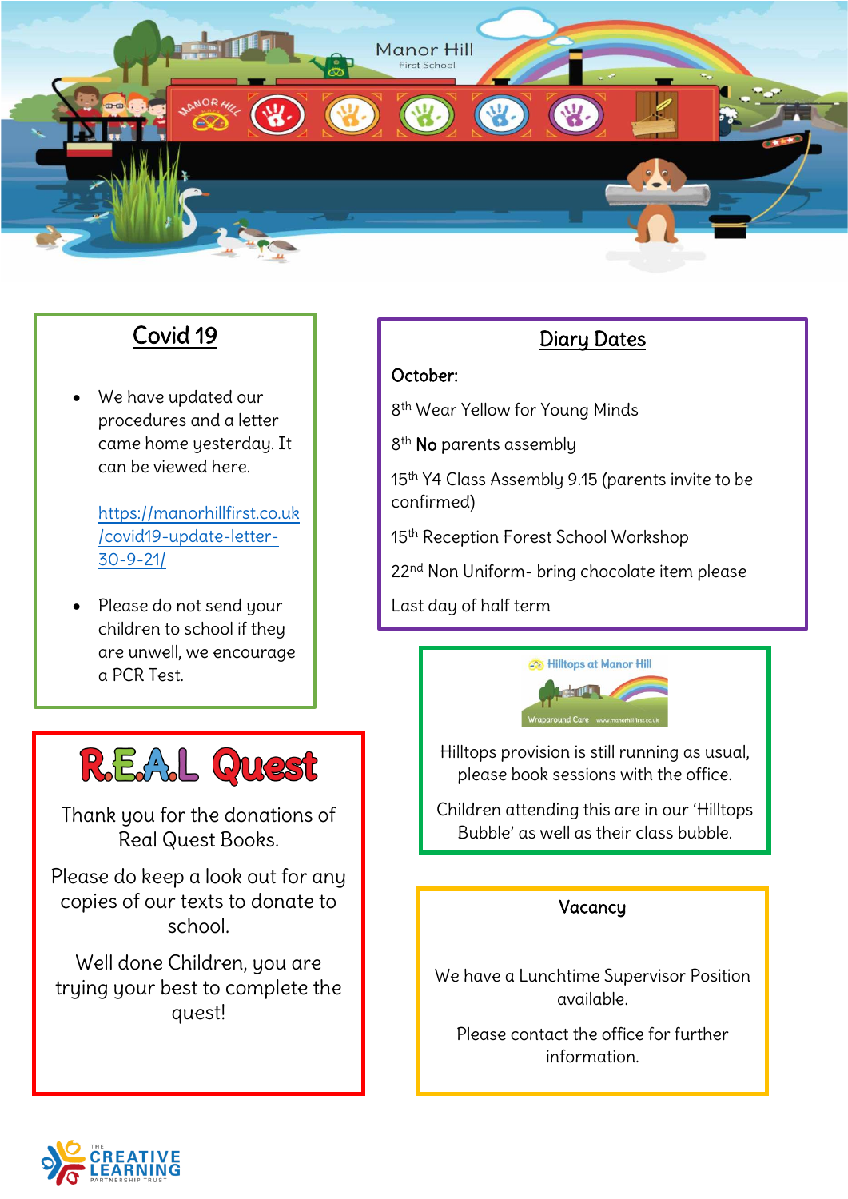Manor Hill
First School

## Covid 19

- We have updated our procedures and a letter came home yesterday. It can be viewed here.

  https://manorhillfirst.co.uk/covid19-update-letter-30-9-21/

- Please do not send your children to school if they are unwell, we encourage a PCR Test.

## Diary Dates

October:

8th Wear Yellow for Young Minds

8th **No** parents assembly

15th Y4 Class Assembly 9.15 (parents invite to be confirmed)

15th Reception Forest School Workshop

22nd Non Uniform- bring chocolate item please

Last day of half term

## R.E.A.L Quest

Thank you for the donations of Real Quest Books.

Please do keep a look out for any copies of our texts to donate to school.

Well done Children, you are trying your best to complete the quest!

## Hilltops at Manor Hill

Wraparound Care www.manorhillfirst.co.uk

Hilltops provision is still running as usual, please book sessions with the office.

Children attending this are in our 'Hilltops Bubble' as well as their class bubble.

## Vacancy

We have a Lunchtime Supervisor Position available.

Please contact the office for further information.

THE CREATIVE LEARNING PARTNERSHIP TRUST